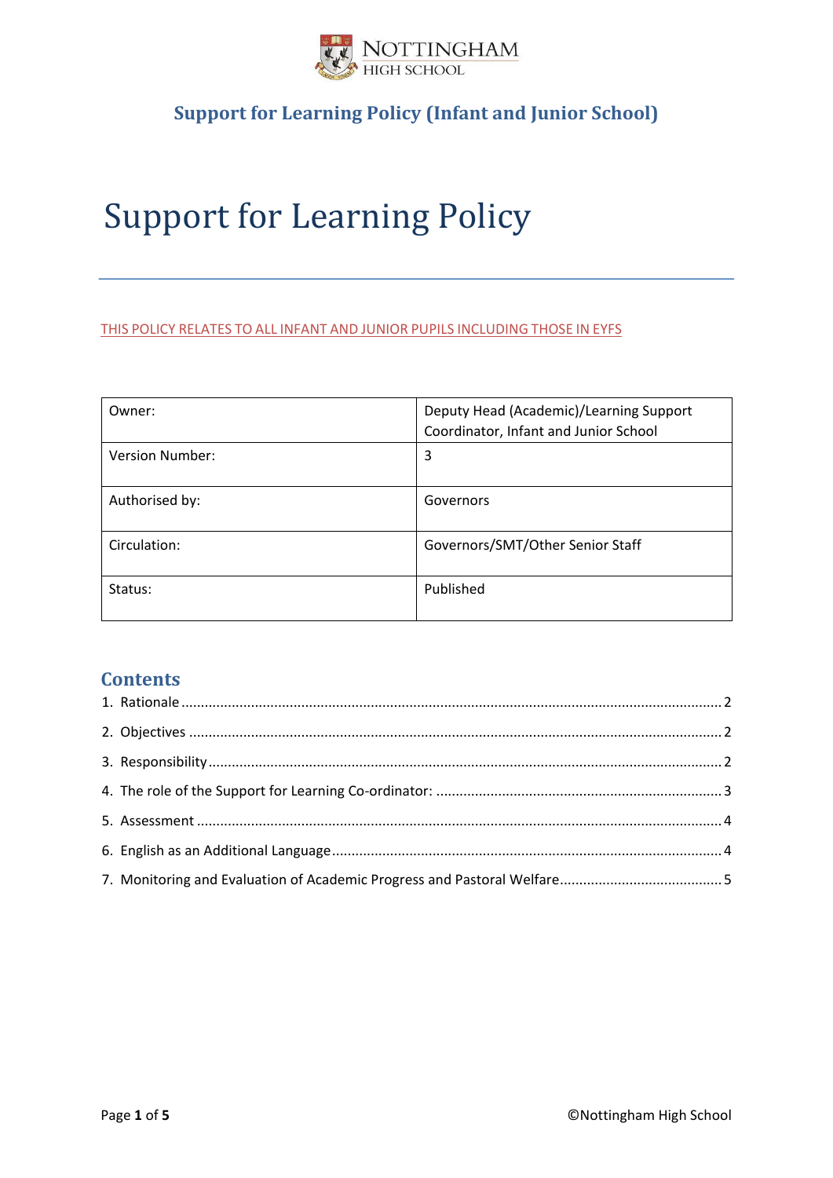NOTTINGHAM HIGH SCHOOL

## Support for Learning Policy (Infant and Junior School)

# Support for Learning Policy

THIS POLICY RELATES TO ALL INFANT AND JUNIOR PUPILS INCLUDING THOSE IN EYFS

| Owner: | Deputy Head (Academic)/Learning Support Coordinator, Infant and Junior School |
|---|---|
| Version Number: | 3 |
| Authorised by: | Governors |
| Circulation: | Governors/SMT/Other Senior Staff |
| Status: | Published |

## Contents

1. Rationale ........ 2
2. Objectives ........ 2
3. Responsibility ........ 2
4. The role of the Support for Learning Co-ordinator: ........ 3
5. Assessment ........ 4
6. English as an Additional Language ........ 4
7. Monitoring and Evaluation of Academic Progress and Pastoral Welfare ........ 5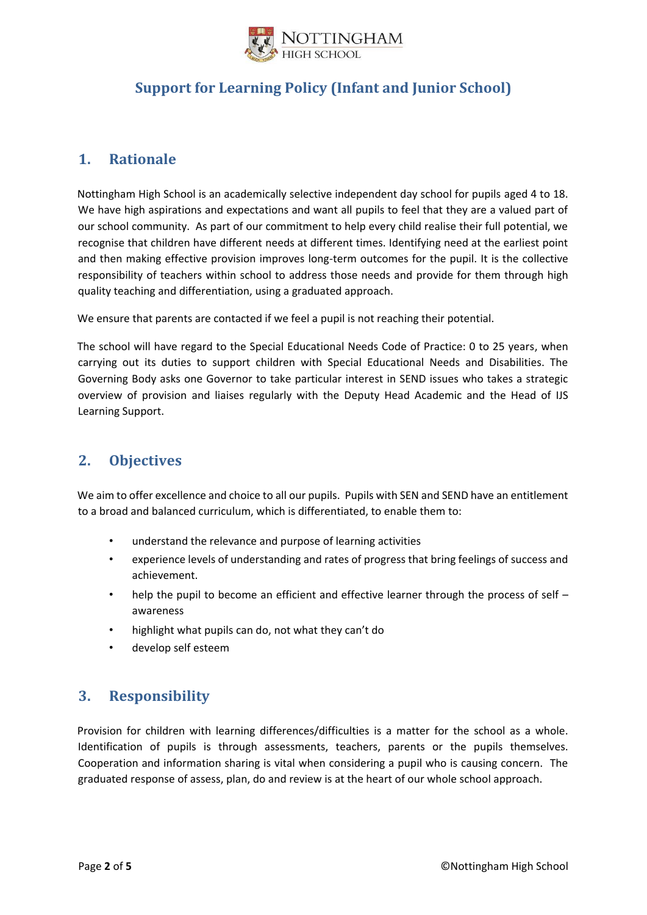# Support for Learning Policy (Infant and Junior School)

## 1. Rationale

Nottingham High School is an academically selective independent day school for pupils aged 4 to 18. We have high aspirations and expectations and want all pupils to feel that they are a valued part of our school community. As part of our commitment to help every child realise their full potential, we recognise that children have different needs at different times. Identifying need at the earliest point and then making effective provision improves long-term outcomes for the pupil. It is the collective responsibility of teachers within school to address those needs and provide for them through high quality teaching and differentiation, using a graduated approach.

We ensure that parents are contacted if we feel a pupil is not reaching their potential.

The school will have regard to the Special Educational Needs Code of Practice: 0 to 25 years, when carrying out its duties to support children with Special Educational Needs and Disabilities. The Governing Body asks one Governor to take particular interest in SEND issues who takes a strategic overview of provision and liaises regularly with the Deputy Head Academic and the Head of IJS Learning Support.

## 2. Objectives

We aim to offer excellence and choice to all our pupils. Pupils with SEN and SEND have an entitlement to a broad and balanced curriculum, which is differentiated, to enable them to:

- understand the relevance and purpose of learning activities
- experience levels of understanding and rates of progress that bring feelings of success and achievement.
- help the pupil to become an efficient and effective learner through the process of self – awareness
- highlight what pupils can do, not what they can't do
- develop self esteem

## 3. Responsibility

Provision for children with learning differences/difficulties is a matter for the school as a whole. Identification of pupils is through assessments, teachers, parents or the pupils themselves. Cooperation and information sharing is vital when considering a pupil who is causing concern. The graduated response of assess, plan, do and review is at the heart of our whole school approach.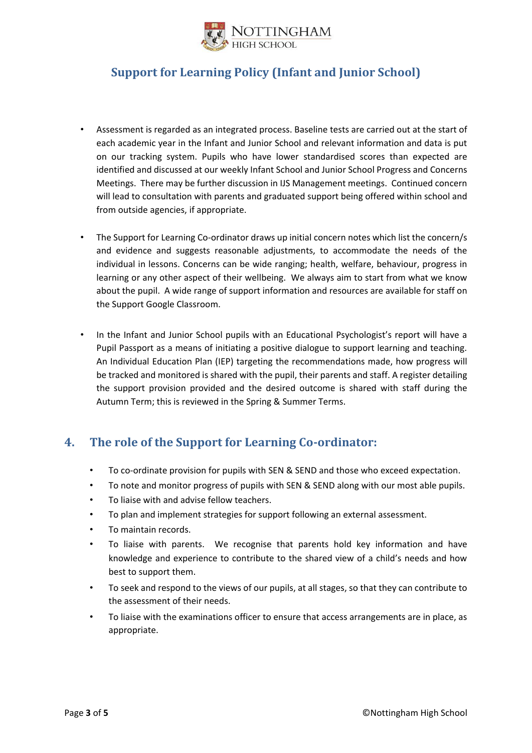- Assessment is regarded as an integrated process. Baseline tests are carried out at the start of each academic year in the Infant and Junior School and relevant information and data is put on our tracking system. Pupils who have lower standardised scores than expected are identified and discussed at our weekly Infant School and Junior School Progress and Concerns Meetings. There may be further discussion in IJS Management meetings. Continued concern will lead to consultation with parents and graduated support being offered within school and from outside agencies, if appropriate.

- The Support for Learning Co-ordinator draws up initial concern notes which list the concern/s and evidence and suggests reasonable adjustments, to accommodate the needs of the individual in lessons. Concerns can be wide ranging; health, welfare, behaviour, progress in learning or any other aspect of their wellbeing. We always aim to start from what we know about the pupil. A wide range of support information and resources are available for staff on the Support Google Classroom.

- In the Infant and Junior School pupils with an Educational Psychologist's report will have a Pupil Passport as a means of initiating a positive dialogue to support learning and teaching. An Individual Education Plan (IEP) targeting the recommendations made, how progress will be tracked and monitored is shared with the pupil, their parents and staff. A register detailing the support provision provided and the desired outcome is shared with staff during the Autumn Term; this is reviewed in the Spring & Summer Terms.

## 4. The role of the Support for Learning Co-ordinator:

- To co-ordinate provision for pupils with SEN & SEND and those who exceed expectation.
- To note and monitor progress of pupils with SEN & SEND along with our most able pupils.
- To liaise with and advise fellow teachers.
- To plan and implement strategies for support following an external assessment.
- To maintain records.
- To liaise with parents. We recognise that parents hold key information and have knowledge and experience to contribute to the shared view of a child's needs and how best to support them.
- To seek and respond to the views of our pupils, at all stages, so that they can contribute to the assessment of their needs.
- To liaise with the examinations officer to ensure that access arrangements are in place, as appropriate.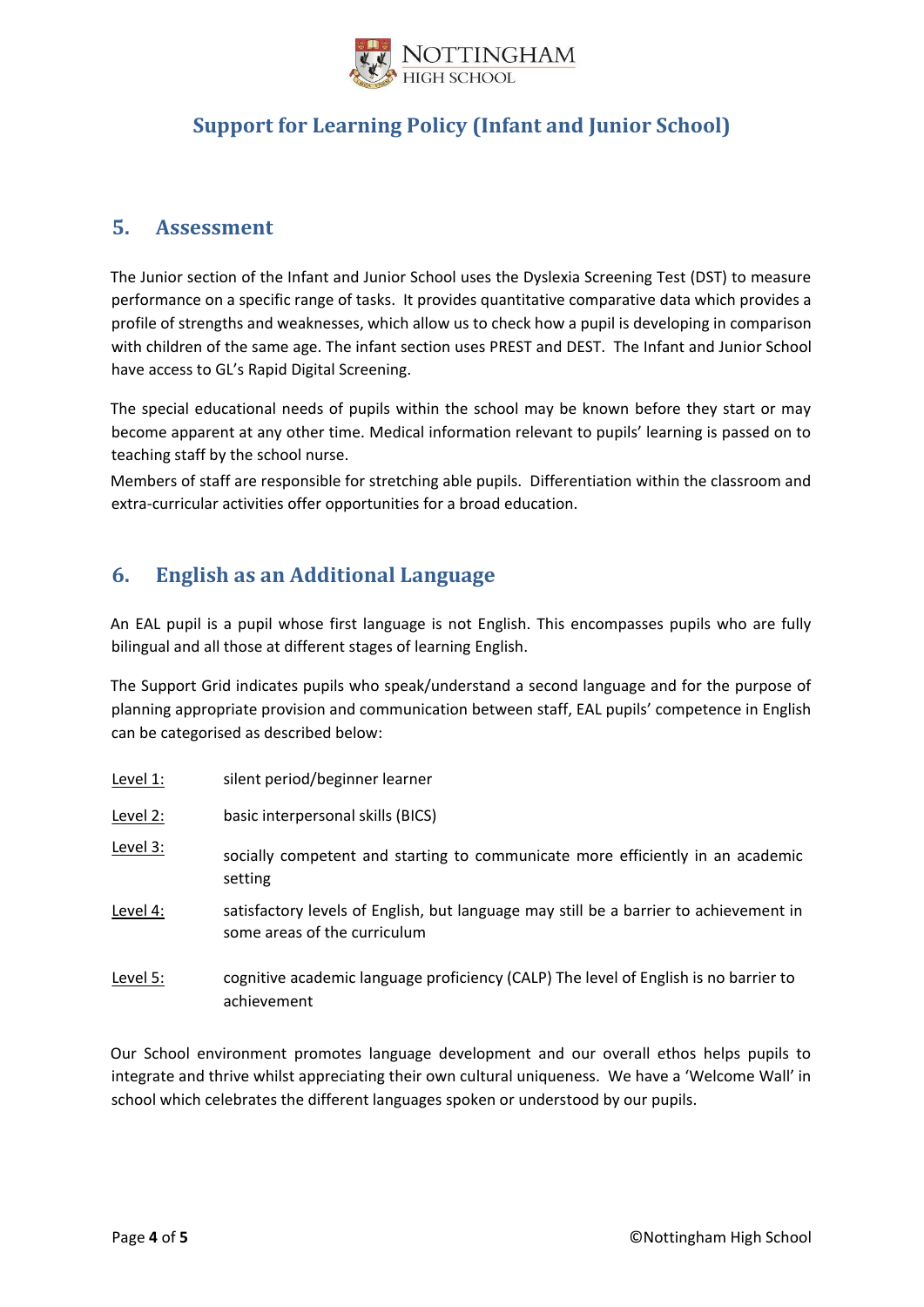## 5. Assessment

The Junior section of the Infant and Junior School uses the Dyslexia Screening Test (DST) to measure performance on a specific range of tasks. It provides quantitative comparative data which provides a profile of strengths and weaknesses, which allow us to check how a pupil is developing in comparison with children of the same age. The infant section uses PREST and DEST. The Infant and Junior School have access to GL's Rapid Digital Screening.

The special educational needs of pupils within the school may be known before they start or may become apparent at any other time. Medical information relevant to pupils' learning is passed on to teaching staff by the school nurse.

Members of staff are responsible for stretching able pupils. Differentiation within the classroom and extra-curricular activities offer opportunities for a broad education.

## 6. English as an Additional Language

An EAL pupil is a pupil whose first language is not English. This encompasses pupils who are fully bilingual and all those at different stages of learning English.

The Support Grid indicates pupils who speak/understand a second language and for the purpose of planning appropriate provision and communication between staff, EAL pupils' competence in English can be categorised as described below:

- Level 1: silent period/beginner learner
- Level 2: basic interpersonal skills (BICS)
- Level 3: socially competent and starting to communicate more efficiently in an academic setting
- Level 4: satisfactory levels of English, but language may still be a barrier to achievement in some areas of the curriculum
- Level 5: cognitive academic language proficiency (CALP) The level of English is no barrier to achievement

Our School environment promotes language development and our overall ethos helps pupils to integrate and thrive whilst appreciating their own cultural uniqueness. We have a 'Welcome Wall' in school which celebrates the different languages spoken or understood by our pupils.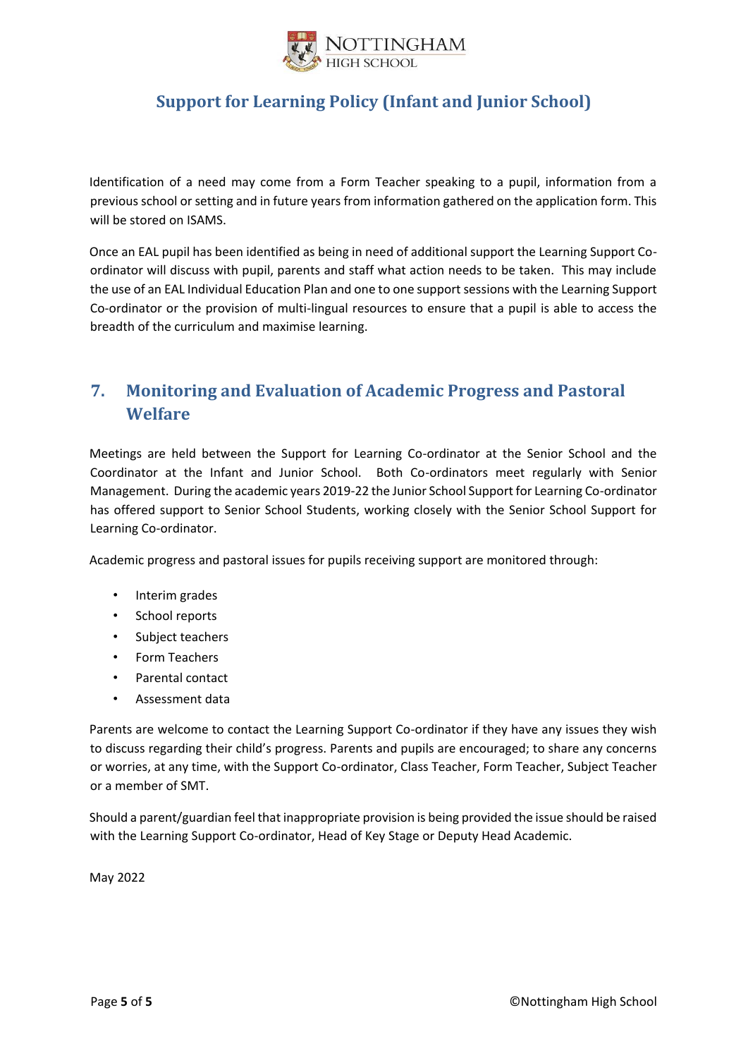Identification of a need may come from a Form Teacher speaking to a pupil, information from a previous school or setting and in future years from information gathered on the application form. This will be stored on ISAMS.

Once an EAL pupil has been identified as being in need of additional support the Learning Support Co-ordinator will discuss with pupil, parents and staff what action needs to be taken. This may include the use of an EAL Individual Education Plan and one to one support sessions with the Learning Support Co-ordinator or the provision of multi-lingual resources to ensure that a pupil is able to access the breadth of the curriculum and maximise learning.

## 7. Monitoring and Evaluation of Academic Progress and Pastoral Welfare

Meetings are held between the Support for Learning Co-ordinator at the Senior School and the Coordinator at the Infant and Junior School. Both Co-ordinators meet regularly with Senior Management. During the academic years 2019-22 the Junior School Support for Learning Co-ordinator has offered support to Senior School Students, working closely with the Senior School Support for Learning Co-ordinator.

Academic progress and pastoral issues for pupils receiving support are monitored through:

- Interim grades
- School reports
- Subject teachers
- Form Teachers
- Parental contact
- Assessment data

Parents are welcome to contact the Learning Support Co-ordinator if they have any issues they wish to discuss regarding their child's progress. Parents and pupils are encouraged; to share any concerns or worries, at any time, with the Support Co-ordinator, Class Teacher, Form Teacher, Subject Teacher or a member of SMT.

Should a parent/guardian feel that inappropriate provision is being provided the issue should be raised with the Learning Support Co-ordinator, Head of Key Stage or Deputy Head Academic.

May 2022